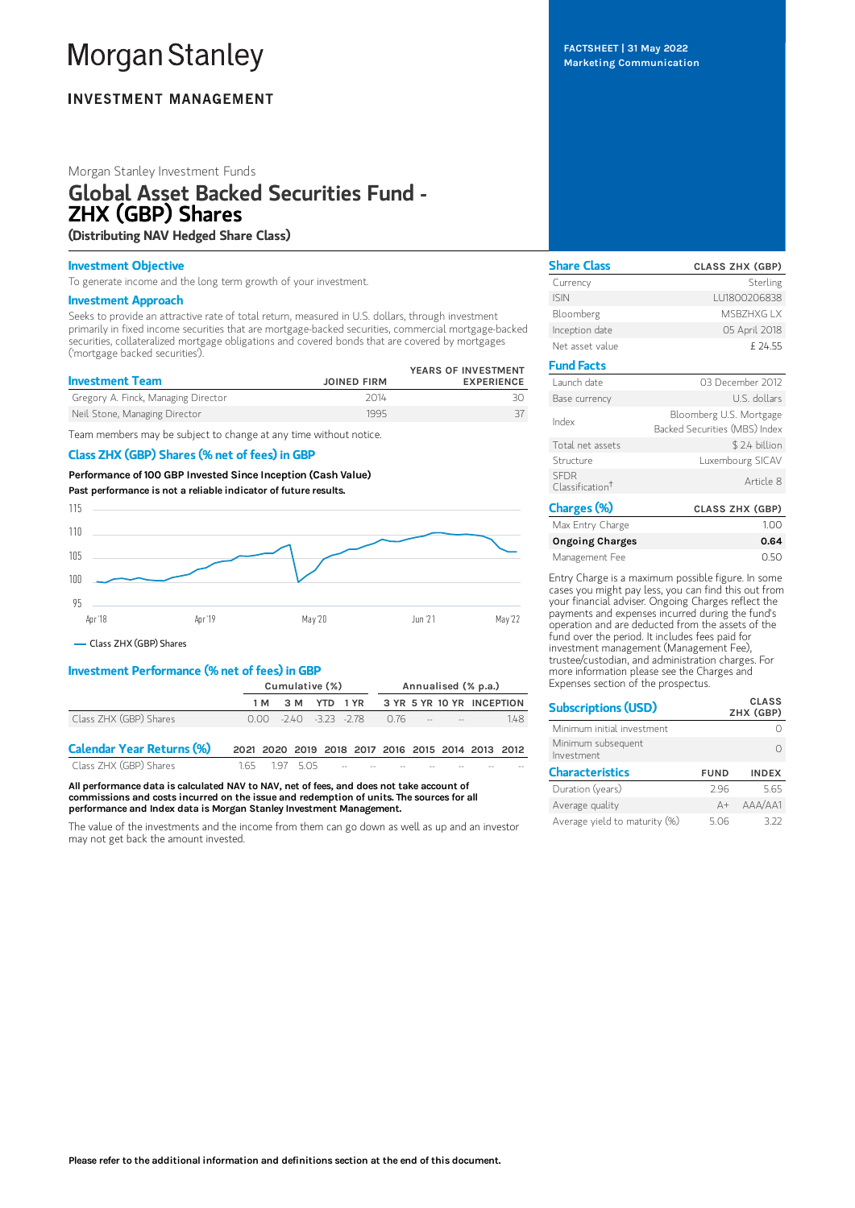# Morgan Stanley

**INVESTMENT MANAGEMENT**

FACTSHEET | 31 May 2022
Marketing Communication

Morgan Stanley Investment Funds

## Global Asset Backed Securities Fund - ZHX (GBP) Shares

**(Distributing NAV Hedged Share Class)**

### Investment Objective

To generate income and the long term growth of your investment.

### Investment Approach

Seeks to provide an attractive rate of total return, measured in U.S. dollars, through investment primarily in fixed income securities that are mortgage-backed securities, commercial mortgage-backed securities, collateralized mortgage obligations and covered bonds that are covered by mortgages ('mortgage backed securities').

### Investment Team

| Investment Team | JOINED FIRM | YEARS OF INVESTMENT EXPERIENCE |
|---|---|---|
| Gregory A. Finck, Managing Director | 2014 | 30 |
| Neil Stone, Managing Director | 1995 | 37 |

Team members may be subject to change at any time without notice.

### Class ZHX (GBP) Shares (% net of fees) in GBP

**Performance of 100 GBP Invested Since Inception (Cash Value)**

**Past performance is not a reliable indicator of future results.**

— Class ZHX (GBP) Shares

### Investment Performance (% net of fees) in GBP

| | Cumulative (%) | | | | Annualised (% p.a.) | | | |
|---|---|---|---|---|---|---|---|---|
| | 1 M | 3 M | YTD | 1 YR | 3 YR | 5 YR | 10 YR | INCEPTION |
| Class ZHX (GBP) Shares | 0.00 | -2.40 | -3.23 | -2.78 | 0.76 | -- | -- | 1.48 |

### Calendar Year Returns (%)

| | 2021 | 2020 | 2019 | 2018 | 2017 | 2016 | 2015 | 2014 | 2013 | 2012 |
|---|---|---|---|---|---|---|---|---|---|---|
| Class ZHX (GBP) Shares | 1.65 | 1.97 | 5.05 | -- | -- | -- | -- | -- | -- | -- |

**All performance data is calculated NAV to NAV, net of fees, and does not take account of commissions and costs incurred on the issue and redemption of units. The sources for all performance and Index data is Morgan Stanley Investment Management.**

The value of the investments and the income from them can go down as well as up and an investor may not get back the amount invested.

### Share Class

| Share Class | CLASS ZHX (GBP) |
|---|---|
| Currency | Sterling |
| ISIN | LU1800206838 |
| Bloomberg | MSBZHXG LX |
| Inception date | 05 April 2018 |
| Net asset value | £ 24.55 |

### Fund Facts

| | |
|---|---|
| Launch date | 03 December 2012 |
| Base currency | U.S. dollars |
| Index | Bloomberg U.S. Mortgage Backed Securities (MBS) Index |
| Total net assets | $ 2.4 billion |
| Structure | Luxembourg SICAV |
| SFDR Classification† | Article 8 |

### Charges (%)

| Charges (%) | CLASS ZHX (GBP) |
|---|---|
| Max Entry Charge | 1.00 |
| **Ongoing Charges** | **0.64** |
| Management Fee | 0.50 |

Entry Charge is a maximum possible figure. In some cases you might pay less, you can find this out from your financial adviser. Ongoing Charges reflect the payments and expenses incurred during the fund's operation and are deducted from the assets of the fund over the period. It includes fees paid for investment management (Management Fee), trustee/custodian, and administration charges. For more information please see the Charges and Expenses section of the prospectus.

### Subscriptions (USD)

| Subscriptions (USD) | CLASS ZHX (GBP) |
|---|---|
| Minimum initial investment | 0 |
| Minimum subsequent Investment | 0 |

### Characteristics

| Characteristics | FUND | INDEX |
|---|---|---|
| Duration (years) | 2.96 | 5.65 |
| Average quality | A+ | AAA/AA1 |
| Average yield to maturity (%) | 5.06 | 3.22 |

**Please refer to the additional information and definitions section at the end of this document.**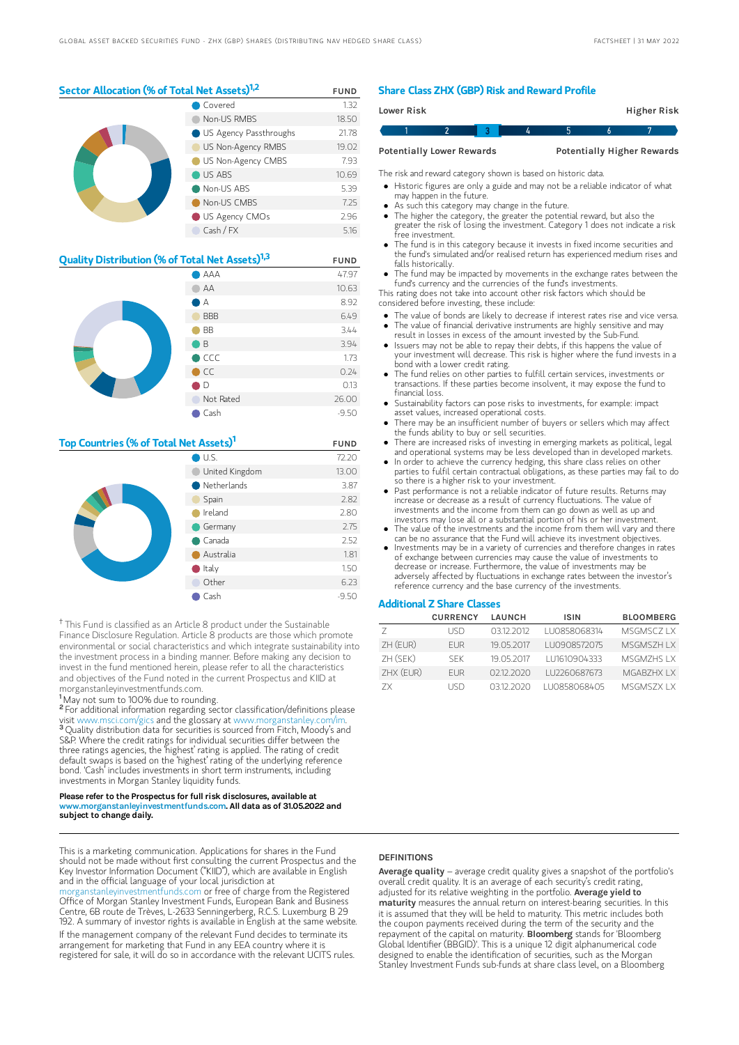## Sector Allocation (% of Total Net Assets)[1,2]

| | FUND |
|---|---|
| Covered | 1.32 |
| Non-US RMBS | 18.50 |
| US Agency Passthroughs | 21.78 |
| US Non-Agency RMBS | 19.02 |
| US Non-Agency CMBS | 7.93 |
| US ABS | 10.69 |
| Non-US ABS | 5.39 |
| Non-US CMBS | 7.25 |
| US Agency CMOs | 2.96 |
| Cash / FX | 5.16 |

## Quality Distribution (% of Total Net Assets)[1,3]

| | FUND |
|---|---|
| AAA | 47.97 |
| AA | 10.63 |
| A | 8.92 |
| BBB | 6.49 |
| BB | 3.44 |
| B | 3.94 |
| CCC | 1.73 |
| CC | 0.24 |
| D | 0.13 |
| Not Rated | 26.00 |
| Cash | -9.50 |

## Top Countries (% of Total Net Assets)[1]

| | FUND |
|---|---|
| U.S. | 72.20 |
| United Kingdom | 13.00 |
| Netherlands | 3.87 |
| Spain | 2.82 |
| Ireland | 2.80 |
| Germany | 2.75 |
| Canada | 2.52 |
| Australia | 1.81 |
| Italy | 1.50 |
| Other | 6.23 |
| Cash | -9.50 |

† This Fund is classified as an Article 8 product under the Sustainable Finance Disclosure Regulation. Article 8 products are those which promote environmental or social characteristics and which integrate sustainability into the investment process in a binding manner. Before making any decision to invest in the fund mentioned herein, please refer to all the characteristics and objectives of the Fund noted in the current Prospectus and KIID at morganstanleyinvestmentfunds.com.

[1] May not sum to 100% due to rounding.

[2] For additional information regarding sector classification/definitions please visit www.msci.com/gics and the glossary at www.morganstanley.com/im.

[3] Quality distribution data for securities is sourced from Fitch, Moody's and S&P. Where the credit ratings for individual securities differ between the three ratings agencies, the 'highest' rating is applied. The rating of credit default swaps is based on the 'highest' rating of the underlying reference bond. 'Cash' includes investments in short term instruments, including investments in Morgan Stanley liquidity funds.

**Please refer to the Prospectus for full risk disclosures, available at www.morganstanleyinvestmentfunds.com. All data as of 31.05.2022 and subject to change daily.**

## Share Class ZHX (GBP) Risk and Reward Profile

**Lower Risk** — **Higher Risk**

| 1 | 2 | **3** | 4 | 5 | 6 | 7 |
|---|---|---|---|---|---|---|

**Potentially Lower Rewards** — **Potentially Higher Rewards**

The risk and reward category shown is based on historic data.

- Historic figures are only a guide and may not be a reliable indicator of what may happen in the future.
- As such this category may change in the future.
- The higher the category, the greater the potential reward, but also the greater the risk of losing the investment. Category 1 does not indicate a risk free investment.
- The fund is in this category because it invests in fixed income securities and the fund's simulated and/or realised return has experienced medium rises and falls historically.
- The fund may be impacted by movements in the exchange rates between the fund's currency and the currencies of the fund's investments.

This rating does not take into account other risk factors which should be considered before investing, these include:

- The value of bonds are likely to decrease if interest rates rise and vice versa.
- The value of financial derivative instruments are highly sensitive and may result in losses in excess of the amount invested by the Sub-Fund.
- Issuers may not be able to repay their debts, if this happens the value of your investment will decrease. This risk is higher where the fund invests in a bond with a lower credit rating.
- The fund relies on other parties to fulfill certain services, investments or transactions. If these parties become insolvent, it may expose the fund to financial loss.
- Sustainability factors can pose risks to investments, for example: impact asset values, increased operational costs.
- There may be an insufficient number of buyers or sellers which may affect the funds ability to buy or sell securities.
- There are increased risks of investing in emerging markets as political, legal and operational systems may be less developed than in developed markets.
- In order to achieve the currency hedging, this share class relies on other parties to fulfil certain contractual obligations, as these parties may fail to do so there is a higher risk to your investment.
- Past performance is not a reliable indicator of future results. Returns may increase or decrease as a result of currency fluctuations. The value of investments and the income from them can go down as well as up and investors may lose all or a substantial portion of his or her investment.
- The value of the investments and the income from them will vary and there can be no assurance that the Fund will achieve its investment objectives.
- Investments may be in a variety of currencies and therefore changes in rates of exchange between currencies may cause the value of investments to decrease or increase. Furthermore, the value of investments may be adversely affected by fluctuations in exchange rates between the investor's reference currency and the base currency of the investments.

## Additional Z Share Classes

| | CURRENCY | LAUNCH | ISIN | BLOOMBERG |
|---|---|---|---|---|
| Z | USD | 03.12.2012 | LU0858068314 | MSGMSCZ LX |
| ZH (EUR) | EUR | 19.05.2017 | LU0908572075 | MSGMSZH LX |
| ZH (SEK) | SEK | 19.05.2017 | LU1610904333 | MSGMZHS LX |
| ZHX (EUR) | EUR | 02.12.2020 | LU2260687673 | MGABZHX LX |
| ZX | USD | 03.12.2020 | LU0858068405 | MSGMSZX LX |

This is a marketing communication. Applications for shares in the Fund should not be made without first consulting the current Prospectus and the Key Investor Information Document ("KIID"), which are available in English and in the official language of your local jurisdiction at morganstanleyinvestmentfunds.com or free of charge from the Registered Office of Morgan Stanley Investment Funds, European Bank and Business Centre, 6B route de Trèves, L-2633 Senningerberg, R.C.S. Luxemburg B 29 192. A summary of investor rights is available in English at the same website.

If the management company of the relevant Fund decides to terminate its arrangement for marketing that Fund in any EEA country where it is registered for sale, it will do so in accordance with the relevant UCITS rules.

### DEFINITIONS

**Average quality** – average credit quality gives a snapshot of the portfolio's overall credit quality. It is an average of each security's credit rating, adjusted for its relative weighting in the portfolio. **Average yield to maturity** measures the annual return on interest-bearing securities. In this it is assumed that they will be held to maturity. This metric includes both the coupon payments received during the term of the security and the repayment of the capital on maturity. **Bloomberg** stands for 'Bloomberg Global Identifier (BBGID)'. This is a unique 12 digit alphanumerical code designed to enable the identification of securities, such as the Morgan Stanley Investment Funds sub-funds at share class level, on a Bloomberg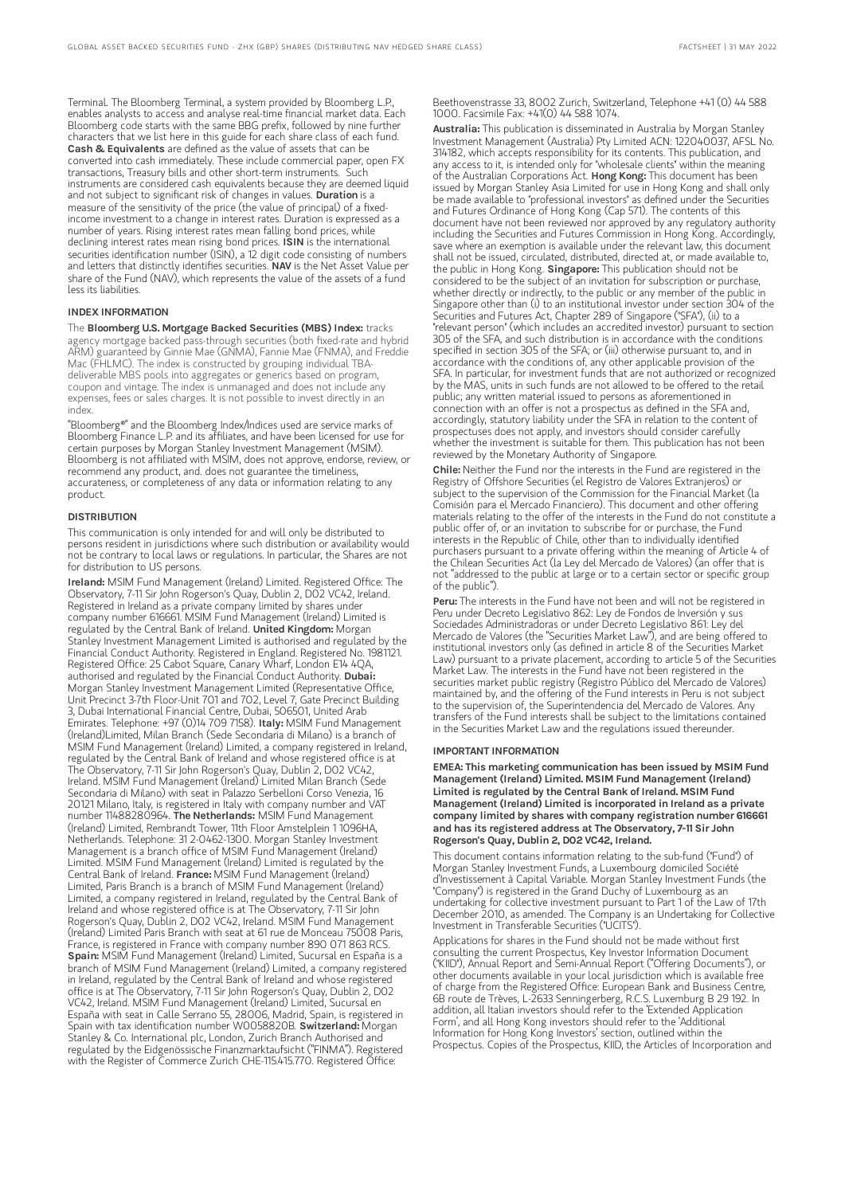Terminal. The Bloomberg Terminal, a system provided by Bloomberg L.P., enables analysts to access and analyse real-time financial market data. Each Bloomberg code starts with the same BBG prefix, followed by nine further characters that we list here in this guide for each share class of each fund. **Cash & Equivalents** are defined as the value of assets that can be converted into cash immediately. These include commercial paper, open FX transactions, Treasury bills and other short-term instruments. Such instruments are considered cash equivalents because they are deemed liquid and not subject to significant risk of changes in values. **Duration** is a measure of the sensitivity of the price (the value of principal) of a fixed-income investment to a change in interest rates. Duration is expressed as a number of years. Rising interest rates mean falling bond prices, while declining interest rates mean rising bond prices. **ISIN** is the international securities identification number (ISIN), a 12 digit code consisting of numbers and letters that distinctly identifies securities. **NAV** is the Net Asset Value per share of the Fund (NAV), which represents the value of the assets of a fund less its liabilities.

## INDEX INFORMATION

The **Bloomberg U.S. Mortgage Backed Securities (MBS) Index:** tracks agency mortgage backed pass-through securities (both fixed-rate and hybrid ARM) guaranteed by Ginnie Mae (GNMA), Fannie Mae (FNMA), and Freddie Mac (FHLMC). The index is constructed by grouping individual TBA-deliverable MBS pools into aggregates or generics based on program, coupon and vintage. The index is unmanaged and does not include any expenses, fees or sales charges. It is not possible to invest directly in an index.

"Bloomberg®" and the Bloomberg Index/Indices used are service marks of Bloomberg Finance L.P. and its affiliates, and have been licensed for use for certain purposes by Morgan Stanley Investment Management (MSIM). Bloomberg is not affiliated with MSIM, does not approve, endorse, review, or recommend any product, and. does not guarantee the timeliness, accurateness, or completeness of any data or information relating to any product.

## DISTRIBUTION

This communication is only intended for and will only be distributed to persons resident in jurisdictions where such distribution or availability would not be contrary to local laws or regulations. In particular, the Shares are not for distribution to US persons.

**Ireland:** MSIM Fund Management (Ireland) Limited. Registered Office: The Observatory, 7-11 Sir John Rogerson's Quay, Dublin 2, D02 VC42, Ireland. Registered in Ireland as a private company limited by shares under company number 616661. MSIM Fund Management (Ireland) Limited is regulated by the Central Bank of Ireland. **United Kingdom:** Morgan Stanley Investment Management Limited is authorised and regulated by the Financial Conduct Authority. Registered in England. Registered No. 1981121. Registered Office: 25 Cabot Square, Canary Wharf, London E14 4QA, authorised and regulated by the Financial Conduct Authority. **Dubai:** Morgan Stanley Investment Management Limited (Representative Office, Unit Precinct 3-7th Floor-Unit 701 and 702, Level 7, Gate Precinct Building 3, Dubai International Financial Centre, Dubai, 506501, United Arab Emirates. Telephone: +97 (0)14 709 7158). **Italy:** MSIM Fund Management (Ireland)Limited, Milan Branch (Sede Secondaria di Milano) is a branch of MSIM Fund Management (Ireland) Limited, a company registered in Ireland, regulated by the Central Bank of Ireland and whose registered office is at The Observatory, 7-11 Sir John Rogerson's Quay, Dublin 2, D02 VC42, Ireland. MSIM Fund Management (Ireland) Limited Milan Branch (Sede Secondaria di Milano) with seat in Palazzo Serbelloni Corso Venezia, 16 20121 Milano, Italy, is registered in Italy with company number and VAT number 11488280964. **The Netherlands:** MSIM Fund Management (Ireland) Limited, Rembrandt Tower, 11th Floor Amstelplein 1 1096HA, Netherlands. Telephone: 31 2-0462-1300. Morgan Stanley Investment Management is a branch office of MSIM Fund Management (Ireland) Limited. MSIM Fund Management (Ireland) Limited is regulated by the Central Bank of Ireland. **France:** MSIM Fund Management (Ireland) Limited, Paris Branch is a branch of MSIM Fund Management (Ireland) Limited, a company registered in Ireland, regulated by the Central Bank of Ireland and whose registered office is at The Observatory, 7-11 Sir John Rogerson's Quay, Dublin 2, D02 VC42, Ireland. MSIM Fund Management (Ireland) Limited Paris Branch with seat at 61 rue de Monceau 75008 Paris, France, is registered in France with company number 890 071 863 RCS. **Spain:** MSIM Fund Management (Ireland) Limited, Sucursal en España is a branch of MSIM Fund Management (Ireland) Limited, a company registered in Ireland, regulated by the Central Bank of Ireland and whose registered office is at The Observatory, 7-11 Sir John Rogerson's Quay, Dublin 2, D02 VC42, Ireland. MSIM Fund Management (Ireland) Limited, Sucursal en España with seat in Calle Serrano 55, 28006, Madrid, Spain, is registered in Spain with tax identification number W0058820B. **Switzerland:** Morgan Stanley & Co. International plc, London, Zurich Branch Authorised and regulated by the Eidgenössische Finanzmarktaufsicht ("FINMA"). Registered with the Register of Commerce Zurich CHE-115.415.770. Registered Office: Beethovenstrasse 33, 8002 Zurich, Switzerland, Telephone +41 (0) 44 588 1000. Facsimile Fax: +41(0) 44 588 1074.

**Australia:** This publication is disseminated in Australia by Morgan Stanley Investment Management (Australia) Pty Limited ACN: 122040037, AFSL No. 314182, which accepts responsibility for its contents. This publication, and any access to it, is intended only for "wholesale clients" within the meaning of the Australian Corporations Act. **Hong Kong:** This document has been issued by Morgan Stanley Asia Limited for use in Hong Kong and shall only be made available to "professional investors" as defined under the Securities and Futures Ordinance of Hong Kong (Cap 571). The contents of this document have not been reviewed nor approved by any regulatory authority including the Securities and Futures Commission in Hong Kong. Accordingly, save where an exemption is available under the relevant law, this document shall not be issued, circulated, distributed, directed at, or made available to, the public in Hong Kong. **Singapore:** This publication should not be considered to be the subject of an invitation for subscription or purchase, whether directly or indirectly, to the public or any member of the public in Singapore other than (i) to an institutional investor under section 304 of the Securities and Futures Act, Chapter 289 of Singapore ("SFA"), (ii) to a "relevant person" (which includes an accredited investor) pursuant to section 305 of the SFA, and such distribution is in accordance with the conditions specified in section 305 of the SFA; or (iii) otherwise pursuant to, and in accordance with the conditions of, any other applicable provision of the SFA. In particular, for investment funds that are not authorized or recognized by the MAS, units in such funds are not allowed to be offered to the retail public; any written material issued to persons as aforementioned in connection with an offer is not a prospectus as defined in the SFA and, accordingly, statutory liability under the SFA in relation to the content of prospectuses does not apply, and investors should consider carefully whether the investment is suitable for them. This publication has not been reviewed by the Monetary Authority of Singapore.

**Chile:** Neither the Fund nor the interests in the Fund are registered in the Registry of Offshore Securities (el Registro de Valores Extranjeros) or subject to the supervision of the Commission for the Financial Market (la Comisión para el Mercado Financiero). This document and other offering materials relating to the offer of the interests in the Fund do not constitute a public offer of, or an invitation to subscribe for or purchase, the Fund interests in the Republic of Chile, other than to individually identified purchasers pursuant to a private offering within the meaning of Article 4 of the Chilean Securities Act (la Ley del Mercado de Valores) (an offer that is not "addressed to the public at large or to a certain sector or specific group of the public").

**Peru:** The interests in the Fund have not been and will not be registered in Peru under Decreto Legislativo 862: Ley de Fondos de Inversión y sus Sociedades Administradoras or under Decreto Legislativo 861: Ley del Mercado de Valores (the "Securities Market Law"), and are being offered to institutional investors only (as defined in article 8 of the Securities Market Law) pursuant to a private placement, according to article 5 of the Securities Market Law. The interests in the Fund have not been registered in the securities market public registry (Registro Público del Mercado de Valores) maintained by, and the offering of the Fund interests in Peru is not subject to the supervision of, the Superintendencia del Mercado de Valores. Any transfers of the Fund interests shall be subject to the limitations contained in the Securities Market Law and the regulations issued thereunder.

## IMPORTANT INFORMATION

**EMEA: This marketing communication has been issued by MSIM Fund Management (Ireland) Limited. MSIM Fund Management (Ireland) Limited is regulated by the Central Bank of Ireland. MSIM Fund Management (Ireland) Limited is incorporated in Ireland as a private company limited by shares with company registration number 616661 and has its registered address at The Observatory, 7-11 Sir John Rogerson's Quay, Dublin 2, D02 VC42, Ireland.**

This document contains information relating to the sub-fund ("Fund") of Morgan Stanley Investment Funds, a Luxembourg domiciled Société d'Investissement à Capital Variable. Morgan Stanley Investment Funds (the "Company") is registered in the Grand Duchy of Luxembourg as an undertaking for collective investment pursuant to Part 1 of the Law of 17th December 2010, as amended. The Company is an Undertaking for Collective Investment in Transferable Securities ("UCITS").

Applications for shares in the Fund should not be made without first consulting the current Prospectus, Key Investor Information Document ("KIID"), Annual Report and Semi-Annual Report ("Offering Documents"), or other documents available in your local jurisdiction which is available free of charge from the Registered Office: European Bank and Business Centre, 6B route de Trèves, L-2633 Senningerberg, R.C.S. Luxemburg B 29 192. In addition, all Italian investors should refer to the 'Extended Application Form', and all Hong Kong investors should refer to the 'Additional Information for Hong Kong Investors' section, outlined within the Prospectus. Copies of the Prospectus, KIID, the Articles of Incorporation and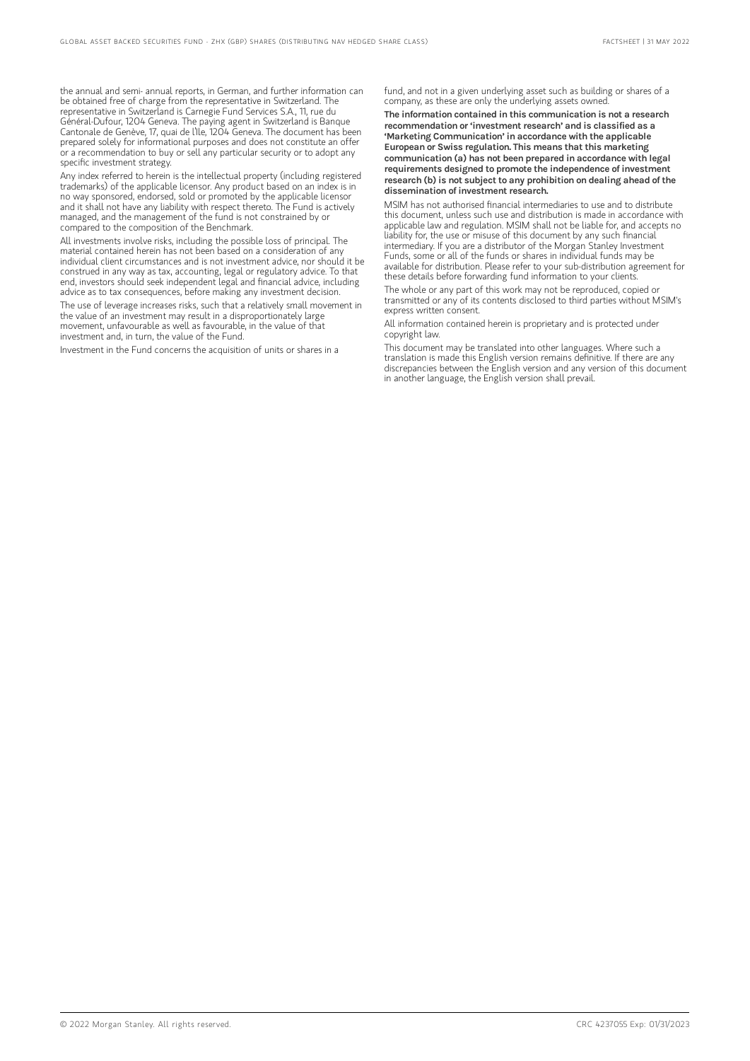the annual and semi- annual reports, in German, and further information can be obtained free of charge from the representative in Switzerland. The representative in Switzerland is Carnegie Fund Services S.A., 11, rue du Général-Dufour, 1204 Geneva. The paying agent in Switzerland is Banque Cantonale de Genève, 17, quai de l'Ile, 1204 Geneva. The document has been prepared solely for informational purposes and does not constitute an offer or a recommendation to buy or sell any particular security or to adopt any specific investment strategy.

Any index referred to herein is the intellectual property (including registered trademarks) of the applicable licensor. Any product based on an index is in no way sponsored, endorsed, sold or promoted by the applicable licensor and it shall not have any liability with respect thereto. The Fund is actively managed, and the management of the fund is not constrained by or compared to the composition of the Benchmark.

All investments involve risks, including the possible loss of principal. The material contained herein has not been based on a consideration of any individual client circumstances and is not investment advice, nor should it be construed in any way as tax, accounting, legal or regulatory advice. To that end, investors should seek independent legal and financial advice, including advice as to tax consequences, before making any investment decision.

The use of leverage increases risks, such that a relatively small movement in the value of an investment may result in a disproportionately large movement, unfavourable as well as favourable, in the value of that investment and, in turn, the value of the Fund.

Investment in the Fund concerns the acquisition of units or shares in a fund, and not in a given underlying asset such as building or shares of a company, as these are only the underlying assets owned.

**The information contained in this communication is not a research recommendation or 'investment research' and is classified as a 'Marketing Communication' in accordance with the applicable European or Swiss regulation. This means that this marketing communication (a) has not been prepared in accordance with legal requirements designed to promote the independence of investment research (b) is not subject to any prohibition on dealing ahead of the dissemination of investment research.**

MSIM has not authorised financial intermediaries to use and to distribute this document, unless such use and distribution is made in accordance with applicable law and regulation. MSIM shall not be liable for, and accepts no liability for, the use or misuse of this document by any such financial intermediary. If you are a distributor of the Morgan Stanley Investment Funds, some or all of the funds or shares in individual funds may be available for distribution. Please refer to your sub-distribution agreement for these details before forwarding fund information to your clients.

The whole or any part of this work may not be reproduced, copied or transmitted or any of its contents disclosed to third parties without MSIM's express written consent.

All information contained herein is proprietary and is protected under copyright law.

This document may be translated into other languages. Where such a translation is made this English version remains definitive. If there are any discrepancies between the English version and any version of this document in another language, the English version shall prevail.

© 2022 Morgan Stanley. All rights reserved.

CRC 4237055 Exp: 01/31/2023